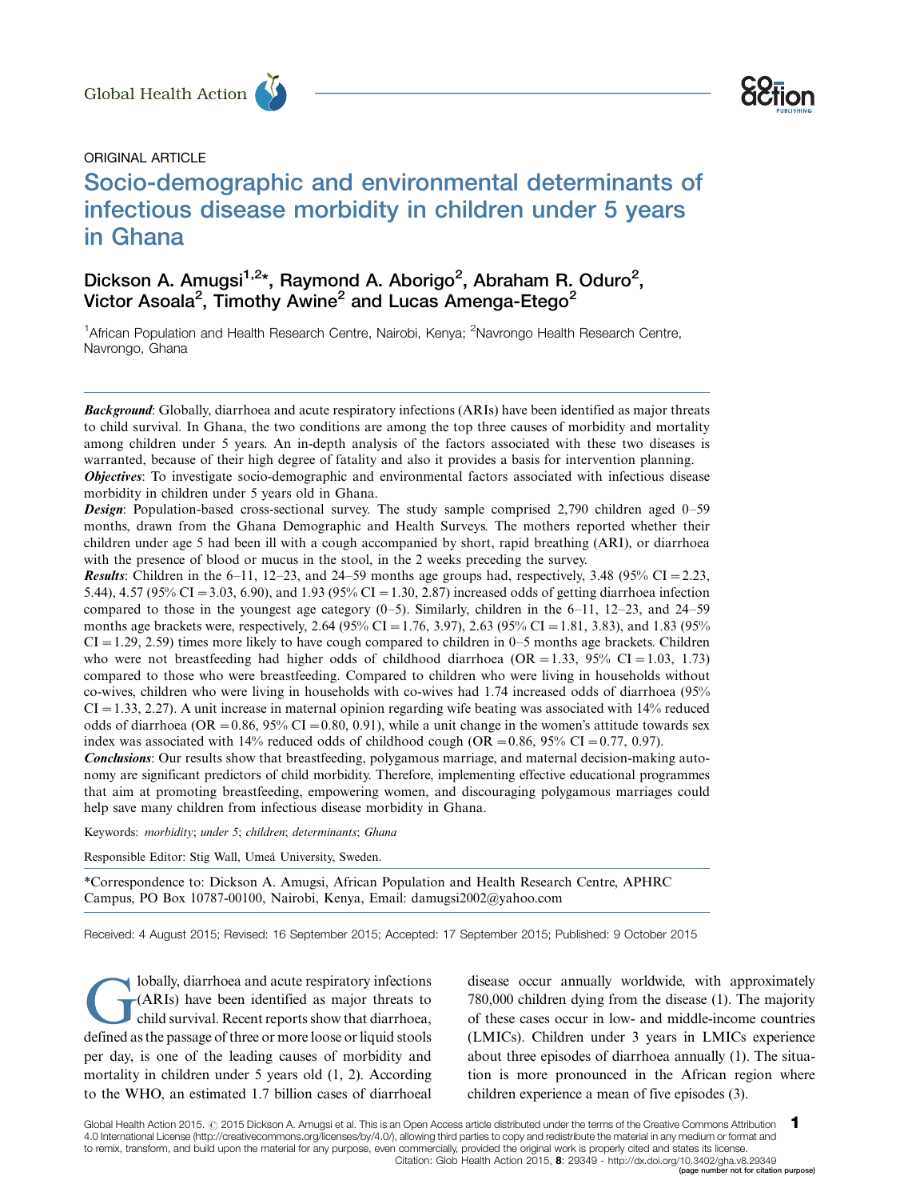ORIGINAL ARTICLE

# Socio-demographic and environmental determinants of infectious disease morbidity in children under 5 years in Ghana

Dickson A. Amugsi[1,2]*, Raymond A. Aborigo[2], Abraham R. Oduro[2], Victor Asoala[2], Timothy Awine[2] and Lucas Amenga-Etego[2]

[1]African Population and Health Research Centre, Nairobi, Kenya; [2]Navrongo Health Research Centre, Navrongo, Ghana

***Background***: Globally, diarrhoea and acute respiratory infections (ARIs) have been identified as major threats to child survival. In Ghana, the two conditions are among the top three causes of morbidity and mortality among children under 5 years. An in-depth analysis of the factors associated with these two diseases is warranted, because of their high degree of fatality and also it provides a basis for intervention planning.

***Objectives***: To investigate socio-demographic and environmental factors associated with infectious disease morbidity in children under 5 years old in Ghana.

***Design***: Population-based cross-sectional survey. The study sample comprised 2,790 children aged 0–59 months, drawn from the Ghana Demographic and Health Surveys. The mothers reported whether their children under age 5 had been ill with a cough accompanied by short, rapid breathing (ARI), or diarrhoea with the presence of blood or mucus in the stool, in the 2 weeks preceding the survey.

***Results***: Children in the 6–11, 12–23, and 24–59 months age groups had, respectively, 3.48 (95% CI = 2.23, 5.44), 4.57 (95% CI = 3.03, 6.90), and 1.93 (95% CI = 1.30, 2.87) increased odds of getting diarrhoea infection compared to those in the youngest age category (0–5). Similarly, children in the 6–11, 12–23, and 24–59 months age brackets were, respectively, 2.64 (95% CI = 1.76, 3.97), 2.63 (95% CI = 1.81, 3.83), and 1.83 (95% CI = 1.29, 2.59) times more likely to have cough compared to children in 0–5 months age brackets. Children who were not breastfeeding had higher odds of childhood diarrhoea (OR = 1.33, 95% CI = 1.03, 1.73) compared to those who were breastfeeding. Compared to children who were living in households without co-wives, children who were living in households with co-wives had 1.74 increased odds of diarrhoea (95% CI = 1.33, 2.27). A unit increase in maternal opinion regarding wife beating was associated with 14% reduced odds of diarrhoea (OR = 0.86, 95% CI = 0.80, 0.91), while a unit change in the women's attitude towards sex index was associated with 14% reduced odds of childhood cough (OR = 0.86, 95% CI = 0.77, 0.97).

***Conclusions***: Our results show that breastfeeding, polygamous marriage, and maternal decision-making autonomy are significant predictors of child morbidity. Therefore, implementing effective educational programmes that aim at promoting breastfeeding, empowering women, and discouraging polygamous marriages could help save many children from infectious disease morbidity in Ghana.

Keywords: *morbidity*; *under 5*; *children*; *determinants*; *Ghana*

Responsible Editor: Stig Wall, Umeå University, Sweden.

*Correspondence to: Dickson A. Amugsi, African Population and Health Research Centre, APHRC Campus, PO Box 10787-00100, Nairobi, Kenya, Email: damugsi2002@yahoo.com

Received: 4 August 2015; Revised: 16 September 2015; Accepted: 17 September 2015; Published: 9 October 2015

Globally, diarrhoea and acute respiratory infections (ARIs) have been identified as major threats to child survival. Recent reports show that diarrhoea, defined as the passage of three or more loose or liquid stools per day, is one of the leading causes of morbidity and mortality in children under 5 years old (1, 2). According to the WHO, an estimated 1.7 billion cases of diarrhoeal disease occur annually worldwide, with approximately 780,000 children dying from the disease (1). The majority of these cases occur in low- and middle-income countries (LMICs). Children under 3 years in LMICs experience about three episodes of diarrhoea annually (1). The situation is more pronounced in the African region where children experience a mean of five episodes (3).

Global Health Action 2015. © 2015 Dickson A. Amugsi et al. This is an Open Access article distributed under the terms of the Creative Commons Attribution 4.0 International License (http://creativecommons.org/licenses/by/4.0/), allowing third parties to copy and redistribute the material in any medium or format and to remix, transform, and build upon the material for any purpose, even commercially, provided the original work is properly cited and states its license.

Citation: Glob Health Action 2015, 8: 29349 - http://dx.doi.org/10.3402/gha.v8.29349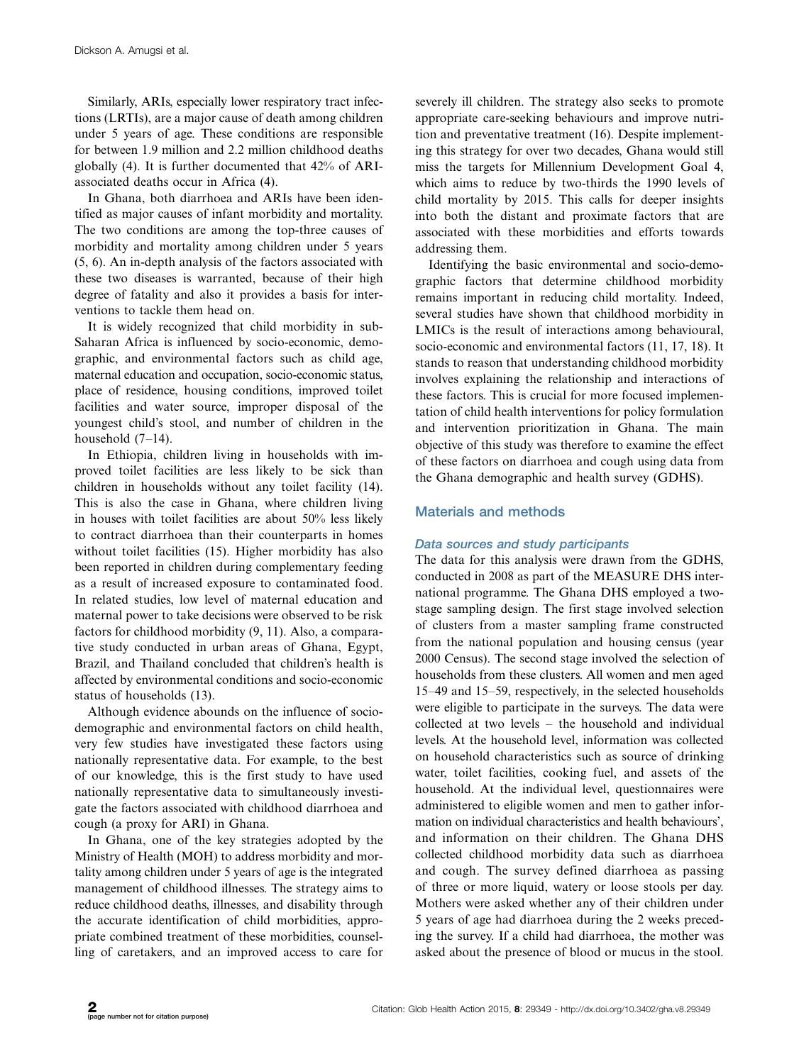Similarly, ARIs, especially lower respiratory tract infections (LRTIs), are a major cause of death among children under 5 years of age. These conditions are responsible for between 1.9 million and 2.2 million childhood deaths globally (4). It is further documented that 42% of ARI-associated deaths occur in Africa (4).

In Ghana, both diarrhoea and ARIs have been identified as major causes of infant morbidity and mortality. The two conditions are among the top-three causes of morbidity and mortality among children under 5 years (5, 6). An in-depth analysis of the factors associated with these two diseases is warranted, because of their high degree of fatality and also it provides a basis for interventions to tackle them head on.

It is widely recognized that child morbidity in sub-Saharan Africa is influenced by socio-economic, demographic, and environmental factors such as child age, maternal education and occupation, socio-economic status, place of residence, housing conditions, improved toilet facilities and water source, improper disposal of the youngest child's stool, and number of children in the household (7–14).

In Ethiopia, children living in households with improved toilet facilities are less likely to be sick than children in households without any toilet facility (14). This is also the case in Ghana, where children living in houses with toilet facilities are about 50% less likely to contract diarrhoea than their counterparts in homes without toilet facilities (15). Higher morbidity has also been reported in children during complementary feeding as a result of increased exposure to contaminated food. In related studies, low level of maternal education and maternal power to take decisions were observed to be risk factors for childhood morbidity (9, 11). Also, a comparative study conducted in urban areas of Ghana, Egypt, Brazil, and Thailand concluded that children's health is affected by environmental conditions and socio-economic status of households (13).

Although evidence abounds on the influence of socio-demographic and environmental factors on child health, very few studies have investigated these factors using nationally representative data. For example, to the best of our knowledge, this is the first study to have used nationally representative data to simultaneously investigate the factors associated with childhood diarrhoea and cough (a proxy for ARI) in Ghana.

In Ghana, one of the key strategies adopted by the Ministry of Health (MOH) to address morbidity and mortality among children under 5 years of age is the integrated management of childhood illnesses. The strategy aims to reduce childhood deaths, illnesses, and disability through the accurate identification of child morbidities, appropriate combined treatment of these morbidities, counselling of caretakers, and an improved access to care for severely ill children. The strategy also seeks to promote appropriate care-seeking behaviours and improve nutrition and preventative treatment (16). Despite implementing this strategy for over two decades, Ghana would still miss the targets for Millennium Development Goal 4, which aims to reduce by two-thirds the 1990 levels of child mortality by 2015. This calls for deeper insights into both the distant and proximate factors that are associated with these morbidities and efforts towards addressing them.

Identifying the basic environmental and socio-demographic factors that determine childhood morbidity remains important in reducing child mortality. Indeed, several studies have shown that childhood morbidity in LMICs is the result of interactions among behavioural, socio-economic and environmental factors (11, 17, 18). It stands to reason that understanding childhood morbidity involves explaining the relationship and interactions of these factors. This is crucial for more focused implementation of child health interventions for policy formulation and intervention prioritization in Ghana. The main objective of this study was therefore to examine the effect of these factors on diarrhoea and cough using data from the Ghana demographic and health survey (GDHS).

## Materials and methods

### *Data sources and study participants*

The data for this analysis were drawn from the GDHS, conducted in 2008 as part of the MEASURE DHS international programme. The Ghana DHS employed a two-stage sampling design. The first stage involved selection of clusters from a master sampling frame constructed from the national population and housing census (year 2000 Census). The second stage involved the selection of households from these clusters. All women and men aged 15–49 and 15–59, respectively, in the selected households were eligible to participate in the surveys. The data were collected at two levels – the household and individual levels. At the household level, information was collected on household characteristics such as source of drinking water, toilet facilities, cooking fuel, and assets of the household. At the individual level, questionnaires were administered to eligible women and men to gather information on individual characteristics and health behaviours', and information on their children. The Ghana DHS collected childhood morbidity data such as diarrhoea and cough. The survey defined diarrhoea as passing of three or more liquid, watery or loose stools per day. Mothers were asked whether any of their children under 5 years of age had diarrhoea during the 2 weeks preceding the survey. If a child had diarrhoea, the mother was asked about the presence of blood or mucus in the stool.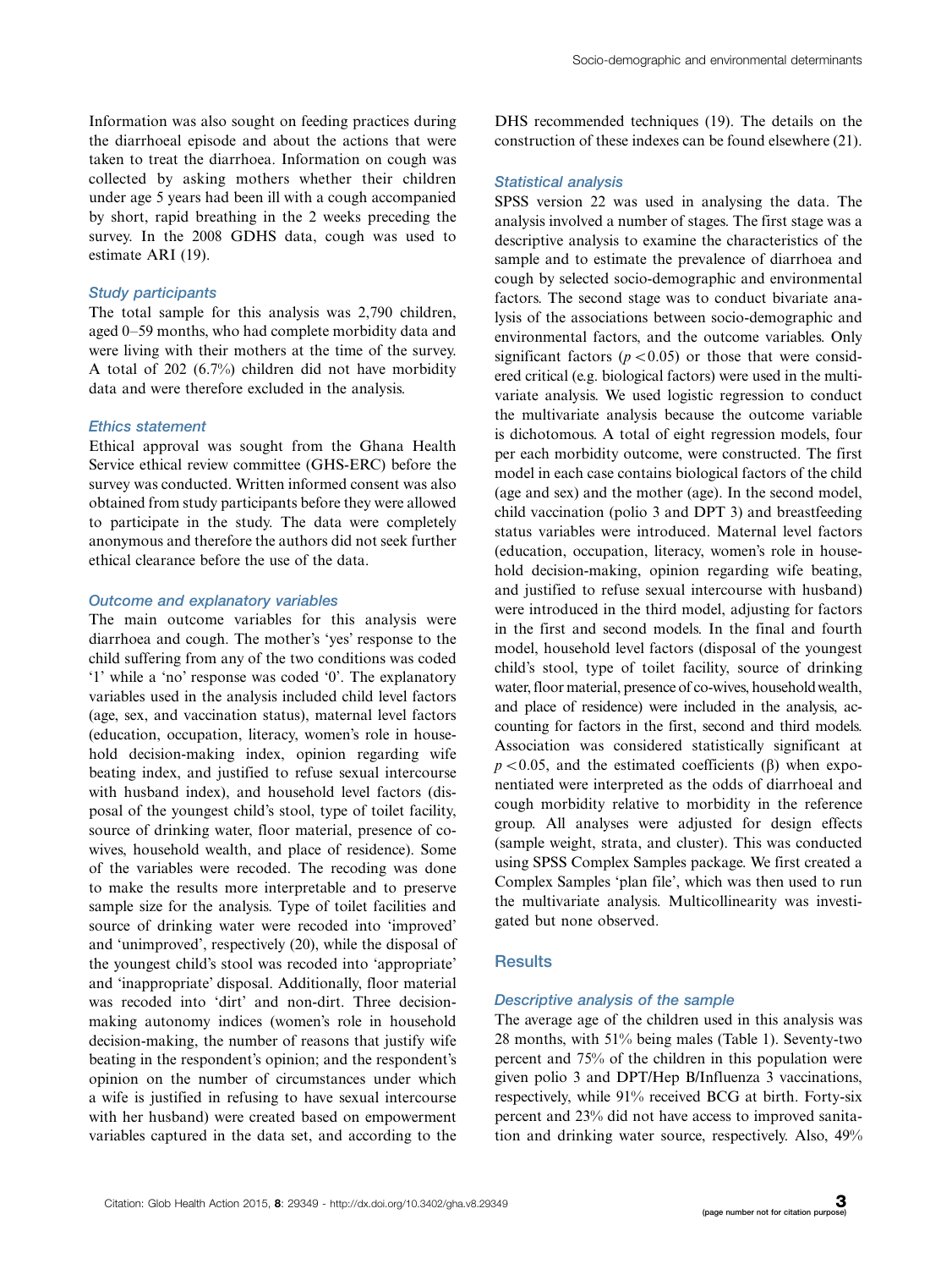Information was also sought on feeding practices during the diarrhoeal episode and about the actions that were taken to treat the diarrhoea. Information on cough was collected by asking mothers whether their children under age 5 years had been ill with a cough accompanied by short, rapid breathing in the 2 weeks preceding the survey. In the 2008 GDHS data, cough was used to estimate ARI (19).

### Study participants

The total sample for this analysis was 2,790 children, aged 0–59 months, who had complete morbidity data and were living with their mothers at the time of the survey. A total of 202 (6.7%) children did not have morbidity data and were therefore excluded in the analysis.

### Ethics statement

Ethical approval was sought from the Ghana Health Service ethical review committee (GHS-ERC) before the survey was conducted. Written informed consent was also obtained from study participants before they were allowed to participate in the study. The data were completely anonymous and therefore the authors did not seek further ethical clearance before the use of the data.

### Outcome and explanatory variables

The main outcome variables for this analysis were diarrhoea and cough. The mother's 'yes' response to the child suffering from any of the two conditions was coded '1' while a 'no' response was coded '0'. The explanatory variables used in the analysis included child level factors (age, sex, and vaccination status), maternal level factors (education, occupation, literacy, women's role in household decision-making index, opinion regarding wife beating index, and justified to refuse sexual intercourse with husband index), and household level factors (disposal of the youngest child's stool, type of toilet facility, source of drinking water, floor material, presence of co-wives, household wealth, and place of residence). Some of the variables were recoded. The recoding was done to make the results more interpretable and to preserve sample size for the analysis. Type of toilet facilities and source of drinking water were recoded into 'improved' and 'unimproved', respectively (20), while the disposal of the youngest child's stool was recoded into 'appropriate' and 'inappropriate' disposal. Additionally, floor material was recoded into 'dirt' and non-dirt. Three decision-making autonomy indices (women's role in household decision-making, the number of reasons that justify wife beating in the respondent's opinion; and the respondent's opinion on the number of circumstances under which a wife is justified in refusing to have sexual intercourse with her husband) were created based on empowerment variables captured in the data set, and according to the DHS recommended techniques (19). The details on the construction of these indexes can be found elsewhere (21).

### Statistical analysis

SPSS version 22 was used in analysing the data. The analysis involved a number of stages. The first stage was a descriptive analysis to examine the characteristics of the sample and to estimate the prevalence of diarrhoea and cough by selected socio-demographic and environmental factors. The second stage was to conduct bivariate analysis of the associations between socio-demographic and environmental factors, and the outcome variables. Only significant factors ($p < 0.05$) or those that were considered critical (e.g. biological factors) were used in the multivariate analysis. We used logistic regression to conduct the multivariate analysis because the outcome variable is dichotomous. A total of eight regression models, four per each morbidity outcome, were constructed. The first model in each case contains biological factors of the child (age and sex) and the mother (age). In the second model, child vaccination (polio 3 and DPT 3) and breastfeeding status variables were introduced. Maternal level factors (education, occupation, literacy, women's role in household decision-making, opinion regarding wife beating, and justified to refuse sexual intercourse with husband) were introduced in the third model, adjusting for factors in the first and second models. In the final and fourth model, household level factors (disposal of the youngest child's stool, type of toilet facility, source of drinking water, floor material, presence of co-wives, household wealth, and place of residence) were included in the analysis, accounting for factors in the first, second and third models. Association was considered statistically significant at $p < 0.05$, and the estimated coefficients ($\beta$) when exponentiated were interpreted as the odds of diarrhoeal and cough morbidity relative to morbidity in the reference group. All analyses were adjusted for design effects (sample weight, strata, and cluster). This was conducted using SPSS Complex Samples package. We first created a Complex Samples 'plan file', which was then used to run the multivariate analysis. Multicollinearity was investigated but none observed.

## Results

### Descriptive analysis of the sample

The average age of the children used in this analysis was 28 months, with 51% being males (Table 1). Seventy-two percent and 75% of the children in this population were given polio 3 and DPT/Hep B/Influenza 3 vaccinations, respectively, while 91% received BCG at birth. Forty-six percent and 23% did not have access to improved sanitation and drinking water source, respectively. Also, 49%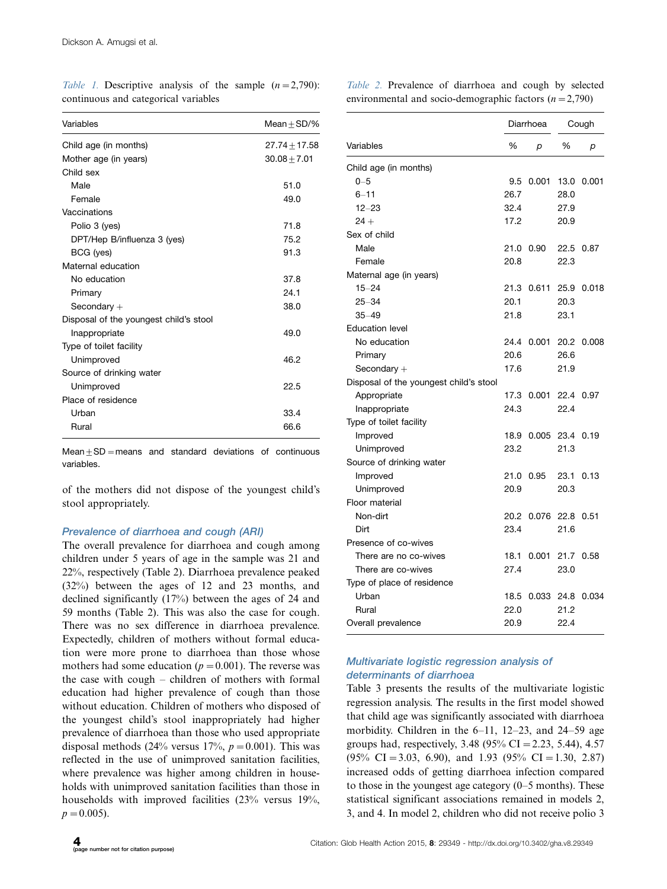*Table 1.* Descriptive analysis of the sample ($n = 2{,}790$): continuous and categorical variables

| Variables | Mean ± SD/% |
|---|---|
| Child age (in months) | 27.74 ± 17.58 |
| Mother age (in years) | 30.08 ± 7.01 |
| Child sex | |
| Male | 51.0 |
| Female | 49.0 |
| Vaccinations | |
| Polio 3 (yes) | 71.8 |
| DPT/Hep B/influenza 3 (yes) | 75.2 |
| BCG (yes) | 91.3 |
| Maternal education | |
| No education | 37.8 |
| Primary | 24.1 |
| Secondary + | 38.0 |
| Disposal of the youngest child's stool | |
| Inappropriate | 49.0 |
| Type of toilet facility | |
| Unimproved | 46.2 |
| Source of drinking water | |
| Unimproved | 22.5 |
| Place of residence | |
| Urban | 33.4 |
| Rural | 66.6 |

Mean ± SD = means and standard deviations of continuous variables.

of the mothers did not dispose of the youngest child's stool appropriately.

### Prevalence of diarrhoea and cough (ARI)

The overall prevalence for diarrhoea and cough among children under 5 years of age in the sample was 21 and 22%, respectively (Table 2). Diarrhoea prevalence peaked (32%) between the ages of 12 and 23 months, and declined significantly (17%) between the ages of 24 and 59 months (Table 2). This was also the case for cough. There was no sex difference in diarrhoea prevalence. Expectedly, children of mothers without formal education were more prone to diarrhoea than those whose mothers had some education ($p = 0.001$). The reverse was the case with cough – children of mothers with formal education had higher prevalence of cough than those without education. Children of mothers who disposed of the youngest child's stool inappropriately had higher prevalence of diarrhoea than those who used appropriate disposal methods (24% versus 17%, $p = 0.001$). This was reflected in the use of unimproved sanitation facilities, where prevalence was higher among children in households with unimproved sanitation facilities than those in households with improved facilities (23% versus 19%, $p = 0.005$).

*Table 2.* Prevalence of diarrhoea and cough by selected environmental and socio-demographic factors ($n = 2{,}790$)

| | Diarrhoea | | Cough | |
|---|---|---|---|---|
| Variables | % | *p* | % | *p* |
| Child age (in months) | | | | |
| 0–5 | 9.5 | 0.001 | 13.0 | 0.001 |
| 6–11 | 26.7 | | 28.0 | |
| 12–23 | 32.4 | | 27.9 | |
| 24 + | 17.2 | | 20.9 | |
| Sex of child | | | | |
| Male | 21.0 | 0.90 | 22.5 | 0.87 |
| Female | 20.8 | | 22.3 | |
| Maternal age (in years) | | | | |
| 15–24 | 21.3 | 0.611 | 25.9 | 0.018 |
| 25–34 | 20.1 | | 20.3 | |
| 35–49 | 21.8 | | 23.1 | |
| Education level | | | | |
| No education | 24.4 | 0.001 | 20.2 | 0.008 |
| Primary | 20.6 | | 26.6 | |
| Secondary + | 17.6 | | 21.9 | |
| Disposal of the youngest child's stool | | | | |
| Appropriate | 17.3 | 0.001 | 22.4 | 0.97 |
| Inappropriate | 24.3 | | 22.4 | |
| Type of toilet facility | | | | |
| Improved | 18.9 | 0.005 | 23.4 | 0.19 |
| Unimproved | 23.2 | | 21.3 | |
| Source of drinking water | | | | |
| Improved | 21.0 | 0.95 | 23.1 | 0.13 |
| Unimproved | 20.9 | | 20.3 | |
| Floor material | | | | |
| Non-dirt | 20.2 | 0.076 | 22.8 | 0.51 |
| Dirt | 23.4 | | 21.6 | |
| Presence of co-wives | | | | |
| There are no co-wives | 18.1 | 0.001 | 21.7 | 0.58 |
| There are co-wives | 27.4 | | 23.0 | |
| Type of place of residence | | | | |
| Urban | 18.5 | 0.033 | 24.8 | 0.034 |
| Rural | 22.0 | | 21.2 | |
| Overall prevalence | 20.9 | | 22.4 | |

### Multivariate logistic regression analysis of determinants of diarrhoea

Table 3 presents the results of the multivariate logistic regression analysis. The results in the first model showed that child age was significantly associated with diarrhoea morbidity. Children in the 6–11, 12–23, and 24–59 age groups had, respectively, 3.48 (95% CI = 2.23, 5.44), 4.57 (95% CI = 3.03, 6.90), and 1.93 (95% CI = 1.30, 2.87) increased odds of getting diarrhoea infection compared to those in the youngest age category (0–5 months). These statistical significant associations remained in models 2, 3, and 4. In model 2, children who did not receive polio 3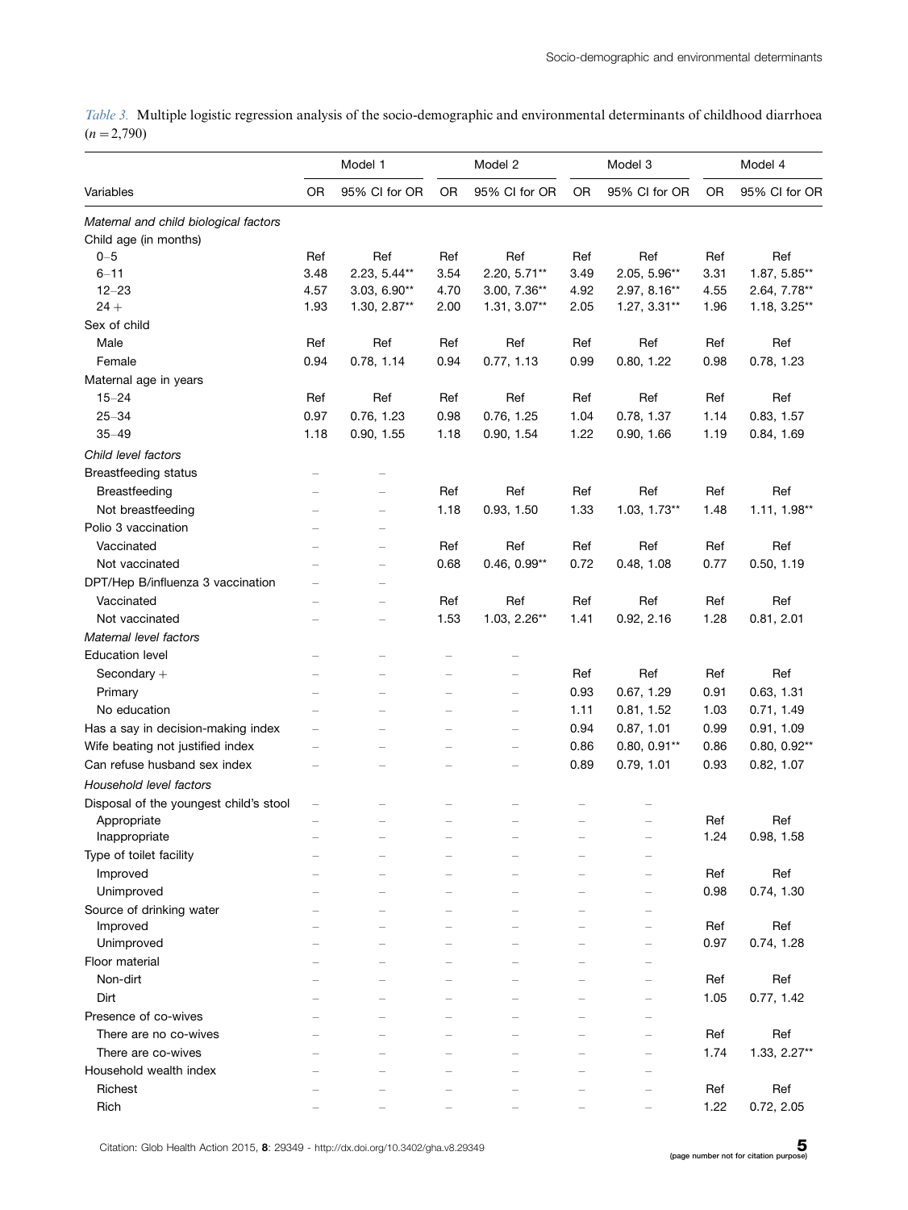*Table 3.* Multiple logistic regression analysis of the socio-demographic and environmental determinants of childhood diarrhoea ($n = 2{,}790$)

| Variables | Model 1 | | Model 2 | | Model 3 | | Model 4 | |
|---|---|---|---|---|---|---|---|---|
| | OR | 95% CI for OR | OR | 95% CI for OR | OR | 95% CI for OR | OR | 95% CI for OR |
| *Maternal and child biological factors* | | | | | | | | |
| Child age (in months) | | | | | | | | |
| 0–5 | Ref | Ref | Ref | Ref | Ref | Ref | Ref | Ref |
| 6–11 | 3.48 | 2.23, 5.44** | 3.54 | 2.20, 5.71** | 3.49 | 2.05, 5.96** | 3.31 | 1.87, 5.85** |
| 12–23 | 4.57 | 3.03, 6.90** | 4.70 | 3.00, 7.36** | 4.92 | 2.97, 8.16** | 4.55 | 2.64, 7.78** |
| 24 + | 1.93 | 1.30, 2.87** | 2.00 | 1.31, 3.07** | 2.05 | 1.27, 3.31** | 1.96 | 1.18, 3.25** |
| Sex of child | | | | | | | | |
| Male | Ref | Ref | Ref | Ref | Ref | Ref | Ref | Ref |
| Female | 0.94 | 0.78, 1.14 | 0.94 | 0.77, 1.13 | 0.99 | 0.80, 1.22 | 0.98 | 0.78, 1.23 |
| Maternal age in years | | | | | | | | |
| 15–24 | Ref | Ref | Ref | Ref | Ref | Ref | Ref | Ref |
| 25–34 | 0.97 | 0.76, 1.23 | 0.98 | 0.76, 1.25 | 1.04 | 0.78, 1.37 | 1.14 | 0.83, 1.57 |
| 35–49 | 1.18 | 0.90, 1.55 | 1.18 | 0.90, 1.54 | 1.22 | 0.90, 1.66 | 1.19 | 0.84, 1.69 |
| *Child level factors* | | | | | | | | |
| Breastfeeding status | – | – | | | | | | |
| Breastfeeding | – | – | Ref | Ref | Ref | Ref | Ref | Ref |
| Not breastfeeding | – | – | 1.18 | 0.93, 1.50 | 1.33 | 1.03, 1.73** | 1.48 | 1.11, 1.98** |
| Polio 3 vaccination | – | – | | | | | | |
| Vaccinated | – | – | Ref | Ref | Ref | Ref | Ref | Ref |
| Not vaccinated | – | – | 0.68 | 0.46, 0.99** | 0.72 | 0.48, 1.08 | 0.77 | 0.50, 1.19 |
| DPT/Hep B/influenza 3 vaccination | – | – | | | | | | |
| Vaccinated | – | – | Ref | Ref | Ref | Ref | Ref | Ref |
| Not vaccinated | – | – | 1.53 | 1.03, 2.26** | 1.41 | 0.92, 2.16 | 1.28 | 0.81, 2.01 |
| *Maternal level factors* | | | | | | | | |
| Education level | – | – | – | – | | | | |
| Secondary + | – | – | – | – | Ref | Ref | Ref | Ref |
| Primary | – | – | – | – | 0.93 | 0.67, 1.29 | 0.91 | 0.63, 1.31 |
| No education | – | – | – | – | 1.11 | 0.81, 1.52 | 1.03 | 0.71, 1.49 |
| Has a say in decision-making index | – | – | – | – | 0.94 | 0.87, 1.01 | 0.99 | 0.91, 1.09 |
| Wife beating not justified index | – | – | – | – | 0.86 | 0.80, 0.91** | 0.86 | 0.80, 0.92** |
| Can refuse husband sex index | – | – | – | – | 0.89 | 0.79, 1.01 | 0.93 | 0.82, 1.07 |
| *Household level factors* | | | | | | | | |
| Disposal of the youngest child's stool | – | – | – | – | – | – | | |
| Appropriate | – | – | – | – | – | – | Ref | Ref |
| Inappropriate | – | – | – | – | – | – | 1.24 | 0.98, 1.58 |
| Type of toilet facility | – | – | – | – | – | – | | |
| Improved | – | – | – | – | – | – | Ref | Ref |
| Unimproved | – | – | – | – | – | – | 0.98 | 0.74, 1.30 |
| Source of drinking water | – | – | – | – | – | – | | |
| Improved | – | – | – | – | – | – | Ref | Ref |
| Unimproved | – | – | – | – | – | – | 0.97 | 0.74, 1.28 |
| Floor material | – | – | – | – | – | – | | |
| Non-dirt | – | – | – | – | – | – | Ref | Ref |
| Dirt | – | – | – | – | – | – | 1.05 | 0.77, 1.42 |
| Presence of co-wives | – | – | – | – | – | – | | |
| There are no co-wives | – | – | – | – | – | – | Ref | Ref |
| There are co-wives | – | – | – | – | – | – | 1.74 | 1.33, 2.27** |
| Household wealth index | – | – | – | – | – | – | | |
| Richest | – | – | – | – | – | – | Ref | Ref |
| Rich | – | – | – | – | – | – | 1.22 | 0.72, 2.05 |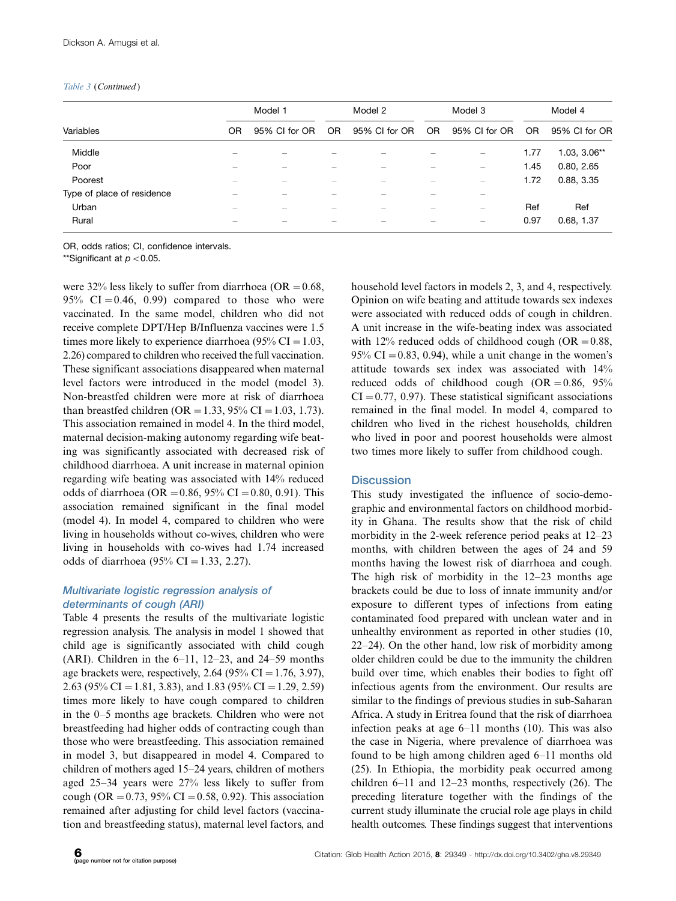*Table 3* (*Continued*)

| Variables | Model 1 | | Model 2 | | Model 3 | | Model 4 | |
|---|---|---|---|---|---|---|---|---|
| | OR | 95% CI for OR | OR | 95% CI for OR | OR | 95% CI for OR | OR | 95% CI for OR |
| Middle | – | – | – | – | – | – | 1.77 | 1.03, 3.06** |
| Poor | – | – | – | – | – | – | 1.45 | 0.80, 2.65 |
| Poorest | – | – | – | – | – | – | 1.72 | 0.88, 3.35 |
| Type of place of residence | – | – | – | – | – | – | | |
| Urban | – | – | – | – | – | – | Ref | Ref |
| Rural | – | – | – | – | – | – | 0.97 | 0.68, 1.37 |

OR, odds ratios; CI, confidence intervals.
**Significant at $p < 0.05$.

were 32% less likely to suffer from diarrhoea (OR = 0.68, 95% CI = 0.46, 0.99) compared to those who were vaccinated. In the same model, children who did not receive complete DPT/Hep B/Influenza vaccines were 1.5 times more likely to experience diarrhoea (95% CI = 1.03, 2.26) compared to children who received the full vaccination. These significant associations disappeared when maternal level factors were introduced in the model (model 3). Non-breastfed children were more at risk of diarrhoea than breastfed children (OR = 1.33, 95% CI = 1.03, 1.73). This association remained in model 4. In the third model, maternal decision-making autonomy regarding wife beating was significantly associated with decreased risk of childhood diarrhoea. A unit increase in maternal opinion regarding wife beating was associated with 14% reduced odds of diarrhoea (OR = 0.86, 95% CI = 0.80, 0.91). This association remained significant in the final model (model 4). In model 4, compared to children who were living in households without co-wives, children who were living in households with co-wives had 1.74 increased odds of diarrhoea (95% CI = 1.33, 2.27).

### *Multivariate logistic regression analysis of determinants of cough (ARI)*

Table 4 presents the results of the multivariate logistic regression analysis. The analysis in model 1 showed that child age is significantly associated with child cough (ARI). Children in the 6–11, 12–23, and 24–59 months age brackets were, respectively, 2.64 (95% CI = 1.76, 3.97), 2.63 (95% CI = 1.81, 3.83), and 1.83 (95% CI = 1.29, 2.59) times more likely to have cough compared to children in the 0–5 months age brackets. Children who were not breastfeeding had higher odds of contracting cough than those who were breastfeeding. This association remained in model 3, but disappeared in model 4. Compared to children of mothers aged 15–24 years, children of mothers aged 25–34 years were 27% less likely to suffer from cough (OR = 0.73, 95% CI = 0.58, 0.92). This association remained after adjusting for child level factors (vaccination and breastfeeding status), maternal level factors, and household level factors in models 2, 3, and 4, respectively. Opinion on wife beating and attitude towards sex indexes were associated with reduced odds of cough in children. A unit increase in the wife-beating index was associated with 12% reduced odds of childhood cough (OR = 0.88, 95% CI = 0.83, 0.94), while a unit change in the women's attitude towards sex index was associated with 14% reduced odds of childhood cough (OR = 0.86, 95% CI = 0.77, 0.97). These statistical significant associations remained in the final model. In model 4, compared to children who lived in the richest households, children who lived in poor and poorest households were almost two times more likely to suffer from childhood cough.

## Discussion

This study investigated the influence of socio-demographic and environmental factors on childhood morbidity in Ghana. The results show that the risk of child morbidity in the 2-week reference period peaks at 12–23 months, with children between the ages of 24 and 59 months having the lowest risk of diarrhoea and cough. The high risk of morbidity in the 12–23 months age brackets could be due to loss of innate immunity and/or exposure to different types of infections from eating contaminated food prepared with unclean water and in unhealthy environment as reported in other studies (10, 22–24). On the other hand, low risk of morbidity among older children could be due to the immunity the children build over time, which enables their bodies to fight off infectious agents from the environment. Our results are similar to the findings of previous studies in sub-Saharan Africa. A study in Eritrea found that the risk of diarrhoea infection peaks at age 6–11 months (10). This was also the case in Nigeria, where prevalence of diarrhoea was found to be high among children aged 6–11 months old (25). In Ethiopia, the morbidity peak occurred among children 6–11 and 12–23 months, respectively (26). The preceding literature together with the findings of the current study illuminate the crucial role age plays in child health outcomes. These findings suggest that interventions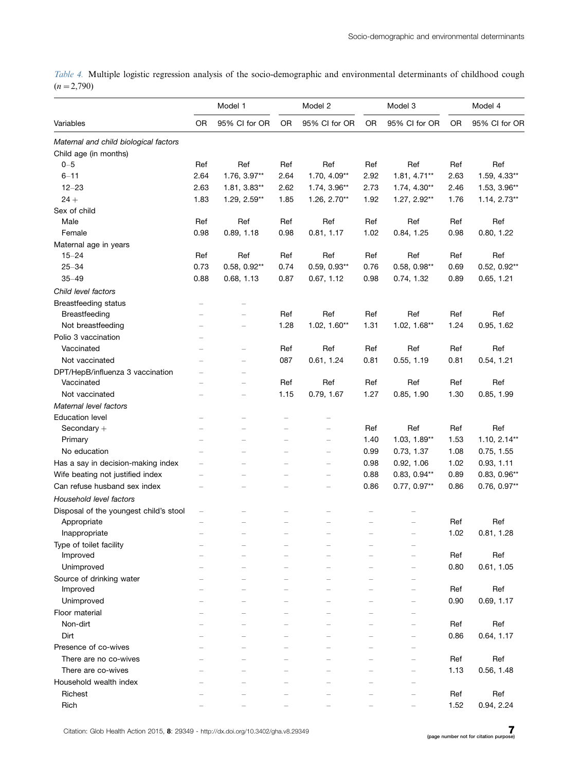*Table 4.* Multiple logistic regression analysis of the socio-demographic and environmental determinants of childhood cough ($n = 2{,}790$)

| | Model 1 | | Model 2 | | Model 3 | | Model 4 | |
|---|---|---|---|---|---|---|---|---|
| Variables | OR | 95% CI for OR | OR | 95% CI for OR | OR | 95% CI for OR | OR | 95% CI for OR |
| *Maternal and child biological factors* | | | | | | | | |
| Child age (in months) | | | | | | | | |
| 0–5 | Ref | Ref | Ref | Ref | Ref | Ref | Ref | Ref |
| 6–11 | 2.64 | 1.76, 3.97** | 2.64 | 1.70, 4.09** | 2.92 | 1.81, 4.71** | 2.63 | 1.59, 4.33** |
| 12–23 | 2.63 | 1.81, 3.83** | 2.62 | 1.74, 3.96** | 2.73 | 1.74, 4.30** | 2.46 | 1.53, 3.96** |
| 24 + | 1.83 | 1.29, 2.59** | 1.85 | 1.26, 2.70** | 1.92 | 1.27, 2.92** | 1.76 | 1.14, 2.73** |
| Sex of child | | | | | | | | |
| Male | Ref | Ref | Ref | Ref | Ref | Ref | Ref | Ref |
| Female | 0.98 | 0.89, 1.18 | 0.98 | 0.81, 1.17 | 1.02 | 0.84, 1.25 | 0.98 | 0.80, 1.22 |
| Maternal age in years | | | | | | | | |
| 15–24 | Ref | Ref | Ref | Ref | Ref | Ref | Ref | Ref |
| 25–34 | 0.73 | 0.58, 0.92** | 0.74 | 0.59, 0.93** | 0.76 | 0.58, 0.98** | 0.69 | 0.52, 0.92** |
| 35–49 | 0.88 | 0.68, 1.13 | 0.87 | 0.67, 1.12 | 0.98 | 0.74, 1.32 | 0.89 | 0.65, 1.21 |
| *Child level factors* | | | | | | | | |
| Breastfeeding status | – | – | | | | | | |
| Breastfeeding | – | – | Ref | Ref | Ref | Ref | Ref | Ref |
| Not breastfeeding | – | – | 1.28 | 1.02, 1.60** | 1.31 | 1.02, 1.68** | 1.24 | 0.95, 1.62 |
| Polio 3 vaccination | – | | | | | | | |
| Vaccinated | – | – | Ref | Ref | Ref | Ref | Ref | Ref |
| Not vaccinated | – | – | 087 | 0.61, 1.24 | 0.81 | 0.55, 1.19 | 0.81 | 0.54, 1.21 |
| DPT/HepB/influenza 3 vaccination | – | – | | | | | | |
| Vaccinated | – | – | Ref | Ref | Ref | Ref | Ref | Ref |
| Not vaccinated | – | – | 1.15 | 0.79, 1.67 | 1.27 | 0.85, 1.90 | 1.30 | 0.85, 1.99 |
| *Maternal level factors* | | | | | | | | |
| Education level | – | – | – | – | | | | |
| Secondary + | – | – | – | – | Ref | Ref | Ref | Ref |
| Primary | – | – | – | – | 1.40 | 1.03, 1.89** | 1.53 | 1.10, 2.14** |
| No education | – | – | – | – | 0.99 | 0.73, 1.37 | 1.08 | 0.75, 1.55 |
| Has a say in decision-making index | – | – | – | – | 0.98 | 0.92, 1.06 | 1.02 | 0.93, 1.11 |
| Wife beating not justified index | – | – | – | – | 0.88 | 0.83, 0.94** | 0.89 | 0.83, 0.96** |
| Can refuse husband sex index | – | – | – | – | 0.86 | 0.77, 0.97** | 0.86 | 0.76, 0.97** |
| *Household level factors* | | | | | | | | |
| Disposal of the youngest child's stool | – | – | – | – | – | – | | |
| Appropriate | – | – | – | – | – | – | Ref | Ref |
| Inappropriate | – | – | – | – | – | – | 1.02 | 0.81, 1.28 |
| Type of toilet facility | – | – | – | – | – | – | | |
| Improved | – | – | – | – | – | – | Ref | Ref |
| Unimproved | – | – | – | – | – | – | 0.80 | 0.61, 1.05 |
| Source of drinking water | – | – | – | – | – | – | | |
| Improved | – | – | – | – | – | – | Ref | Ref |
| Unimproved | – | – | – | – | – | – | 0.90 | 0.69, 1.17 |
| Floor material | – | – | – | – | – | – | | |
| Non-dirt | – | – | – | – | – | – | Ref | Ref |
| Dirt | – | – | – | – | – | – | 0.86 | 0.64, 1.17 |
| Presence of co-wives | – | – | – | – | – | – | | |
| There are no co-wives | – | – | – | – | – | – | Ref | Ref |
| There are co-wives | – | – | – | – | – | – | 1.13 | 0.56, 1.48 |
| Household wealth index | – | – | – | – | – | – | | |
| Richest | – | – | – | – | – | – | Ref | Ref |
| Rich | – | – | – | – | – | – | 1.52 | 0.94, 2.24 |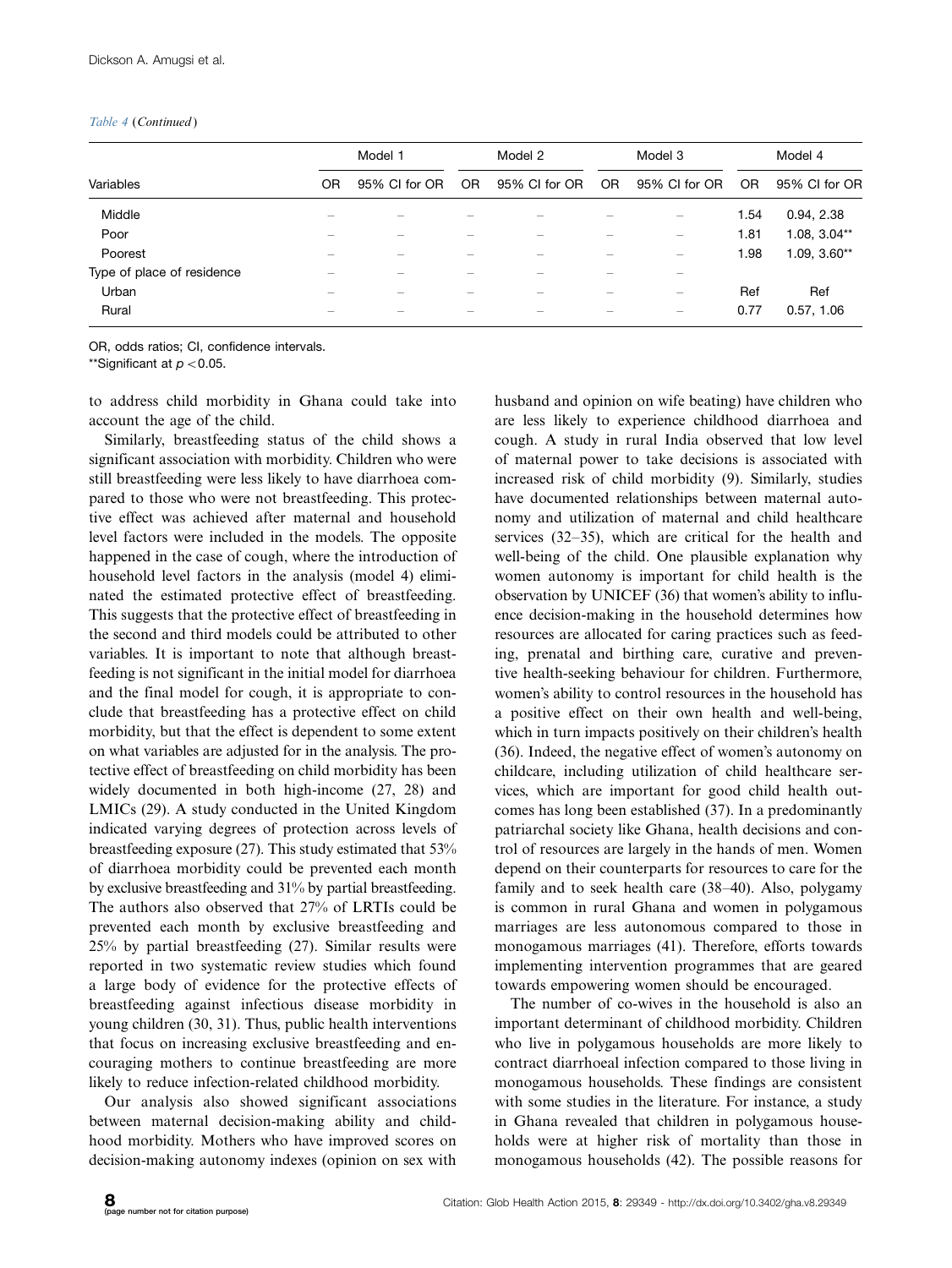*Table 4 (Continued)*

| Variables | Model 1 | | Model 2 | | Model 3 | | Model 4 | |
|---|---|---|---|---|---|---|---|---|
| | OR | 95% CI for OR | OR | 95% CI for OR | OR | 95% CI for OR | OR | 95% CI for OR |
| Middle | – | – | – | – | – | – | 1.54 | 0.94, 2.38 |
| Poor | – | – | – | – | – | – | 1.81 | 1.08, 3.04** |
| Poorest | – | – | – | – | – | – | 1.98 | 1.09, 3.60** |
| Type of place of residence | – | – | – | – | – | – | | |
| Urban | – | – | – | – | – | – | Ref | Ref |
| Rural | – | – | – | – | – | – | 0.77 | 0.57, 1.06 |

OR, odds ratios; CI, confidence intervals.

**Significant at $p < 0.05$.

to address child morbidity in Ghana could take into account the age of the child.

Similarly, breastfeeding status of the child shows a significant association with morbidity. Children who were still breastfeeding were less likely to have diarrhoea compared to those who were not breastfeeding. This protective effect was achieved after maternal and household level factors were included in the models. The opposite happened in the case of cough, where the introduction of household level factors in the analysis (model 4) eliminated the estimated protective effect of breastfeeding. This suggests that the protective effect of breastfeeding in the second and third models could be attributed to other variables. It is important to note that although breastfeeding is not significant in the initial model for diarrhoea and the final model for cough, it is appropriate to conclude that breastfeeding has a protective effect on child morbidity, but that the effect is dependent to some extent on what variables are adjusted for in the analysis. The protective effect of breastfeeding on child morbidity has been widely documented in both high-income (27, 28) and LMICs (29). A study conducted in the United Kingdom indicated varying degrees of protection across levels of breastfeeding exposure (27). This study estimated that 53% of diarrhoea morbidity could be prevented each month by exclusive breastfeeding and 31% by partial breastfeeding. The authors also observed that 27% of LRTIs could be prevented each month by exclusive breastfeeding and 25% by partial breastfeeding (27). Similar results were reported in two systematic review studies which found a large body of evidence for the protective effects of breastfeeding against infectious disease morbidity in young children (30, 31). Thus, public health interventions that focus on increasing exclusive breastfeeding and encouraging mothers to continue breastfeeding are more likely to reduce infection-related childhood morbidity.

Our analysis also showed significant associations between maternal decision-making ability and childhood morbidity. Mothers who have improved scores on decision-making autonomy indexes (opinion on sex with husband and opinion on wife beating) have children who are less likely to experience childhood diarrhoea and cough. A study in rural India observed that low level of maternal power to take decisions is associated with increased risk of child morbidity (9). Similarly, studies have documented relationships between maternal autonomy and utilization of maternal and child healthcare services (32–35), which are critical for the health and well-being of the child. One plausible explanation why women autonomy is important for child health is the observation by UNICEF (36) that women's ability to influence decision-making in the household determines how resources are allocated for caring practices such as feeding, prenatal and birthing care, curative and preventive health-seeking behaviour for children. Furthermore, women's ability to control resources in the household has a positive effect on their own health and well-being, which in turn impacts positively on their children's health (36). Indeed, the negative effect of women's autonomy on childcare, including utilization of child healthcare services, which are important for good child health outcomes has long been established (37). In a predominantly patriarchal society like Ghana, health decisions and control of resources are largely in the hands of men. Women depend on their counterparts for resources to care for the family and to seek health care (38–40). Also, polygamy is common in rural Ghana and women in polygamous marriages are less autonomous compared to those in monogamous marriages (41). Therefore, efforts towards implementing intervention programmes that are geared towards empowering women should be encouraged.

The number of co-wives in the household is also an important determinant of childhood morbidity. Children who live in polygamous households are more likely to contract diarrhoeal infection compared to those living in monogamous households. These findings are consistent with some studies in the literature. For instance, a study in Ghana revealed that children in polygamous households were at higher risk of mortality than those in monogamous households (42). The possible reasons for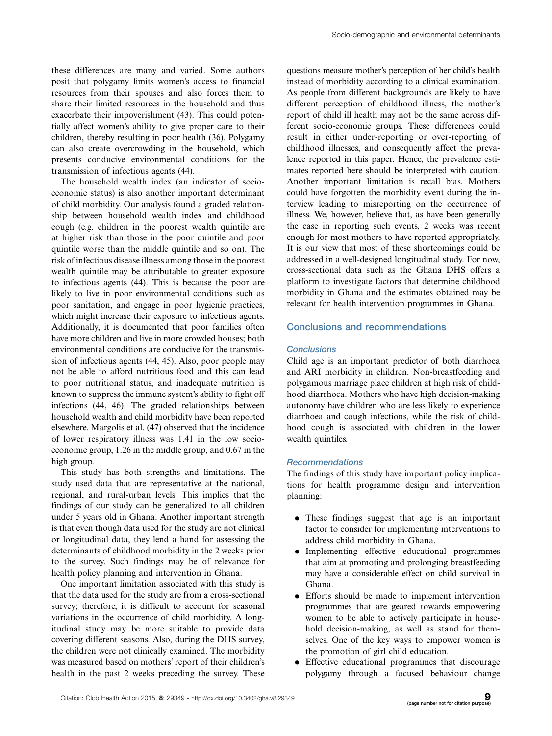these differences are many and varied. Some authors posit that polygamy limits women's access to financial resources from their spouses and also forces them to share their limited resources in the household and thus exacerbate their impoverishment (43). This could potentially affect women's ability to give proper care to their children, thereby resulting in poor health (36). Polygamy can also create overcrowding in the household, which presents conducive environmental conditions for the transmission of infectious agents (44).

The household wealth index (an indicator of socio-economic status) is also another important determinant of child morbidity. Our analysis found a graded relationship between household wealth index and childhood cough (e.g. children in the poorest wealth quintile are at higher risk than those in the poor quintile and poor quintile worse than the middle quintile and so on). The risk of infectious disease illness among those in the poorest wealth quintile may be attributable to greater exposure to infectious agents (44). This is because the poor are likely to live in poor environmental conditions such as poor sanitation, and engage in poor hygienic practices, which might increase their exposure to infectious agents. Additionally, it is documented that poor families often have more children and live in more crowded houses; both environmental conditions are conducive for the transmission of infectious agents (44, 45). Also, poor people may not be able to afford nutritious food and this can lead to poor nutritional status, and inadequate nutrition is known to suppress the immune system's ability to fight off infections (44, 46). The graded relationships between household wealth and child morbidity have been reported elsewhere. Margolis et al. (47) observed that the incidence of lower respiratory illness was 1.41 in the low socio-economic group, 1.26 in the middle group, and 0.67 in the high group.

This study has both strengths and limitations. The study used data that are representative at the national, regional, and rural-urban levels. This implies that the findings of our study can be generalized to all children under 5 years old in Ghana. Another important strength is that even though data used for the study are not clinical or longitudinal data, they lend a hand for assessing the determinants of childhood morbidity in the 2 weeks prior to the survey. Such findings may be of relevance for health policy planning and intervention in Ghana.

One important limitation associated with this study is that the data used for the study are from a cross-sectional survey; therefore, it is difficult to account for seasonal variations in the occurrence of child morbidity. A longitudinal study may be more suitable to provide data covering different seasons. Also, during the DHS survey, the children were not clinically examined. The morbidity was measured based on mothers' report of their children's health in the past 2 weeks preceding the survey. These questions measure mother's perception of her child's health instead of morbidity according to a clinical examination. As people from different backgrounds are likely to have different perception of childhood illness, the mother's report of child ill health may not be the same across different socio-economic groups. These differences could result in either under-reporting or over-reporting of childhood illnesses, and consequently affect the prevalence reported in this paper. Hence, the prevalence estimates reported here should be interpreted with caution. Another important limitation is recall bias. Mothers could have forgotten the morbidity event during the interview leading to misreporting on the occurrence of illness. We, however, believe that, as have been generally the case in reporting such events, 2 weeks was recent enough for most mothers to have reported appropriately. It is our view that most of these shortcomings could be addressed in a well-designed longitudinal study. For now, cross-sectional data such as the Ghana DHS offers a platform to investigate factors that determine childhood morbidity in Ghana and the estimates obtained may be relevant for health intervention programmes in Ghana.

## Conclusions and recommendations

### *Conclusions*

Child age is an important predictor of both diarrhoea and ARI morbidity in children. Non-breastfeeding and polygamous marriage place children at high risk of childhood diarrhoea. Mothers who have high decision-making autonomy have children who are less likely to experience diarrhoea and cough infections, while the risk of childhood cough is associated with children in the lower wealth quintiles.

### *Recommendations*

The findings of this study have important policy implications for health programme design and intervention planning:

- These findings suggest that age is an important factor to consider for implementing interventions to address child morbidity in Ghana.
- Implementing effective educational programmes that aim at promoting and prolonging breastfeeding may have a considerable effect on child survival in Ghana.
- Efforts should be made to implement intervention programmes that are geared towards empowering women to be able to actively participate in household decision-making, as well as stand for themselves. One of the key ways to empower women is the promotion of girl child education.
- Effective educational programmes that discourage polygamy through a focused behaviour change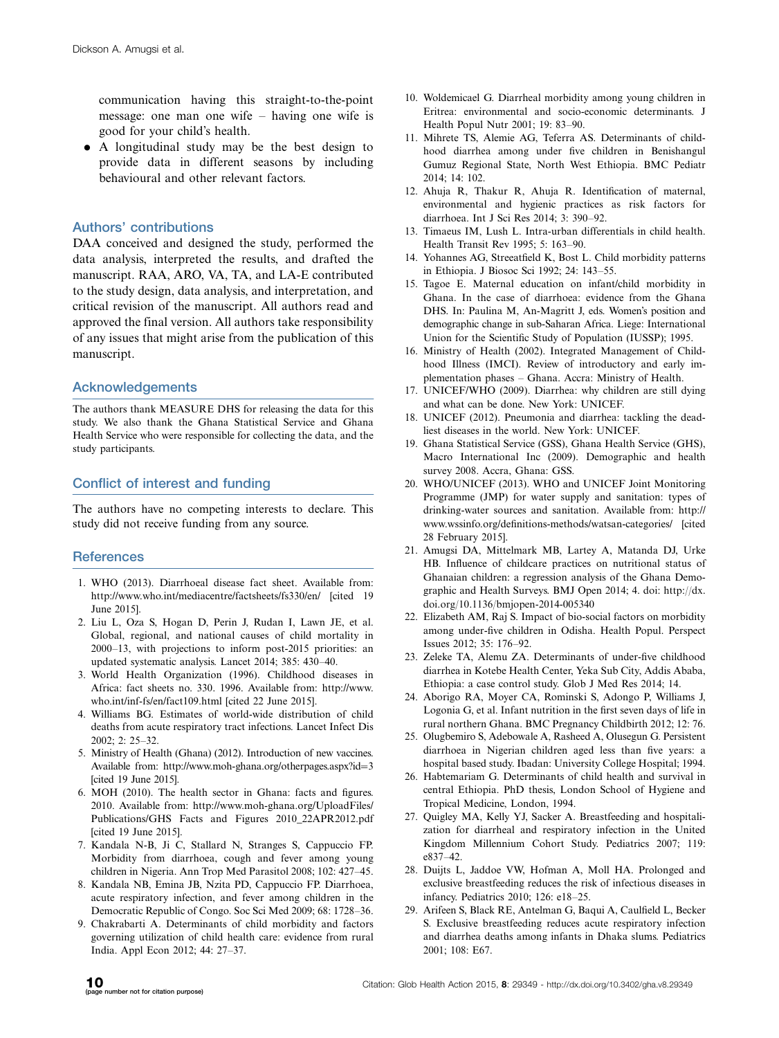communication having this straight-to-the-point message: one man one wife – having one wife is good for your child's health.

- A longitudinal study may be the best design to provide data in different seasons by including behavioural and other relevant factors.

## Authors' contributions

DAA conceived and designed the study, performed the data analysis, interpreted the results, and drafted the manuscript. RAA, ARO, VA, TA, and LA-E contributed to the study design, data analysis, and interpretation, and critical revision of the manuscript. All authors read and approved the final version. All authors take responsibility of any issues that might arise from the publication of this manuscript.

## Acknowledgements

The authors thank MEASURE DHS for releasing the data for this study. We also thank the Ghana Statistical Service and Ghana Health Service who were responsible for collecting the data, and the study participants.

## Conflict of interest and funding

The authors have no competing interests to declare. This study did not receive funding from any source.

## References

1. WHO (2013). Diarrhoeal disease fact sheet. Available from: http://www.who.int/mediacentre/factsheets/fs330/en/ [cited 19 June 2015].
2. Liu L, Oza S, Hogan D, Perin J, Rudan I, Lawn JE, et al. Global, regional, and national causes of child mortality in 2000–13, with projections to inform post-2015 priorities: an updated systematic analysis. Lancet 2014; 385: 430–40.
3. World Health Organization (1996). Childhood diseases in Africa: fact sheets no. 330. 1996. Available from: http://www.who.int/inf-fs/en/fact109.html [cited 22 June 2015].
4. Williams BG. Estimates of world-wide distribution of child deaths from acute respiratory tract infections. Lancet Infect Dis 2002; 2: 25–32.
5. Ministry of Health (Ghana) (2012). Introduction of new vaccines. Available from: http://www.moh-ghana.org/otherpages.aspx?id=3 [cited 19 June 2015].
6. MOH (2010). The health sector in Ghana: facts and figures. 2010. Available from: http://www.moh-ghana.org/UploadFiles/Publications/GHS Facts and Figures 2010_22APR2012.pdf [cited 19 June 2015].
7. Kandala N-B, Ji C, Stallard N, Stranges S, Cappuccio FP. Morbidity from diarrhoea, cough and fever among young children in Nigeria. Ann Trop Med Parasitol 2008; 102: 427–45.
8. Kandala NB, Emina JB, Nzita PD, Cappuccio FP. Diarrhoea, acute respiratory infection, and fever among children in the Democratic Republic of Congo. Soc Sci Med 2009; 68: 1728–36.
9. Chakrabarti A. Determinants of child morbidity and factors governing utilization of child health care: evidence from rural India. Appl Econ 2012; 44: 27–37.
10. Woldemicael G. Diarrheal morbidity among young children in Eritrea: environmental and socio-economic determinants. J Health Popul Nutr 2001; 19: 83–90.
11. Mihrete TS, Alemie AG, Teferra AS. Determinants of childhood diarrhea among under five children in Benishangul Gumuz Regional State, North West Ethiopia. BMC Pediatr 2014; 14: 102.
12. Ahuja R, Thakur R, Ahuja R. Identification of maternal, environmental and hygienic practices as risk factors for diarrhoea. Int J Sci Res 2014; 3: 390–92.
13. Timaeus IM, Lush L. Intra-urban differentials in child health. Health Transit Rev 1995; 5: 163–90.
14. Yohannes AG, Streeatfield K, Bost L. Child morbidity patterns in Ethiopia. J Biosoc Sci 1992; 24: 143–55.
15. Tagoe E. Maternal education on infant/child morbidity in Ghana. In the case of diarrhoea: evidence from the Ghana DHS. In: Paulina M, An-Magritt J, eds. Women's position and demographic change in sub-Saharan Africa. Liege: International Union for the Scientific Study of Population (IUSSP); 1995.
16. Ministry of Health (2002). Integrated Management of Childhood Illness (IMCI). Review of introductory and early implementation phases – Ghana. Accra: Ministry of Health.
17. UNICEF/WHO (2009). Diarrhea: why children are still dying and what can be done. New York: UNICEF.
18. UNICEF (2012). Pneumonia and diarrhea: tackling the deadliest diseases in the world. New York: UNICEF.
19. Ghana Statistical Service (GSS), Ghana Health Service (GHS), Macro International Inc (2009). Demographic and health survey 2008. Accra, Ghana: GSS.
20. WHO/UNICEF (2013). WHO and UNICEF Joint Monitoring Programme (JMP) for water supply and sanitation: types of drinking-water sources and sanitation. Available from: http://www.wssinfo.org/definitions-methods/watsan-categories/ [cited 28 February 2015].
21. Amugsi DA, Mittelmark MB, Lartey A, Matanda DJ, Urke HB. Influence of childcare practices on nutritional status of Ghanaian children: a regression analysis of the Ghana Demographic and Health Surveys. BMJ Open 2014; 4. doi: http://dx.doi.org/10.1136/bmjopen-2014-005340
22. Elizabeth AM, Raj S. Impact of bio-social factors on morbidity among under-five children in Odisha. Health Popul. Perspect Issues 2012; 35: 176–92.
23. Zeleke TA, Alemu ZA. Determinants of under-five childhood diarrhea in Kotebe Health Center, Yeka Sub City, Addis Ababa, Ethiopia: a case control study. Glob J Med Res 2014; 14.
24. Aborigo RA, Moyer CA, Rominski S, Adongo P, Williams J, Logonia G, et al. Infant nutrition in the first seven days of life in rural northern Ghana. BMC Pregnancy Childbirth 2012; 12: 76.
25. Olugbemiro S, Adebowale A, Rasheed A, Olusegun G. Persistent diarrhoea in Nigerian children aged less than five years: a hospital based study. Ibadan: University College Hospital; 1994.
26. Habtemariam G. Determinants of child health and survival in central Ethiopia. PhD thesis, London School of Hygiene and Tropical Medicine, London, 1994.
27. Quigley MA, Kelly YJ, Sacker A. Breastfeeding and hospitalization for diarrheal and respiratory infection in the United Kingdom Millennium Cohort Study. Pediatrics 2007; 119: e837–42.
28. Duijts L, Jaddoe VW, Hofman A, Moll HA. Prolonged and exclusive breastfeeding reduces the risk of infectious diseases in infancy. Pediatrics 2010; 126: e18–25.
29. Arifeen S, Black RE, Antelman G, Baqui A, Caulfield L, Becker S. Exclusive breastfeeding reduces acute respiratory infection and diarrhea deaths among infants in Dhaka slums. Pediatrics 2001; 108: E67.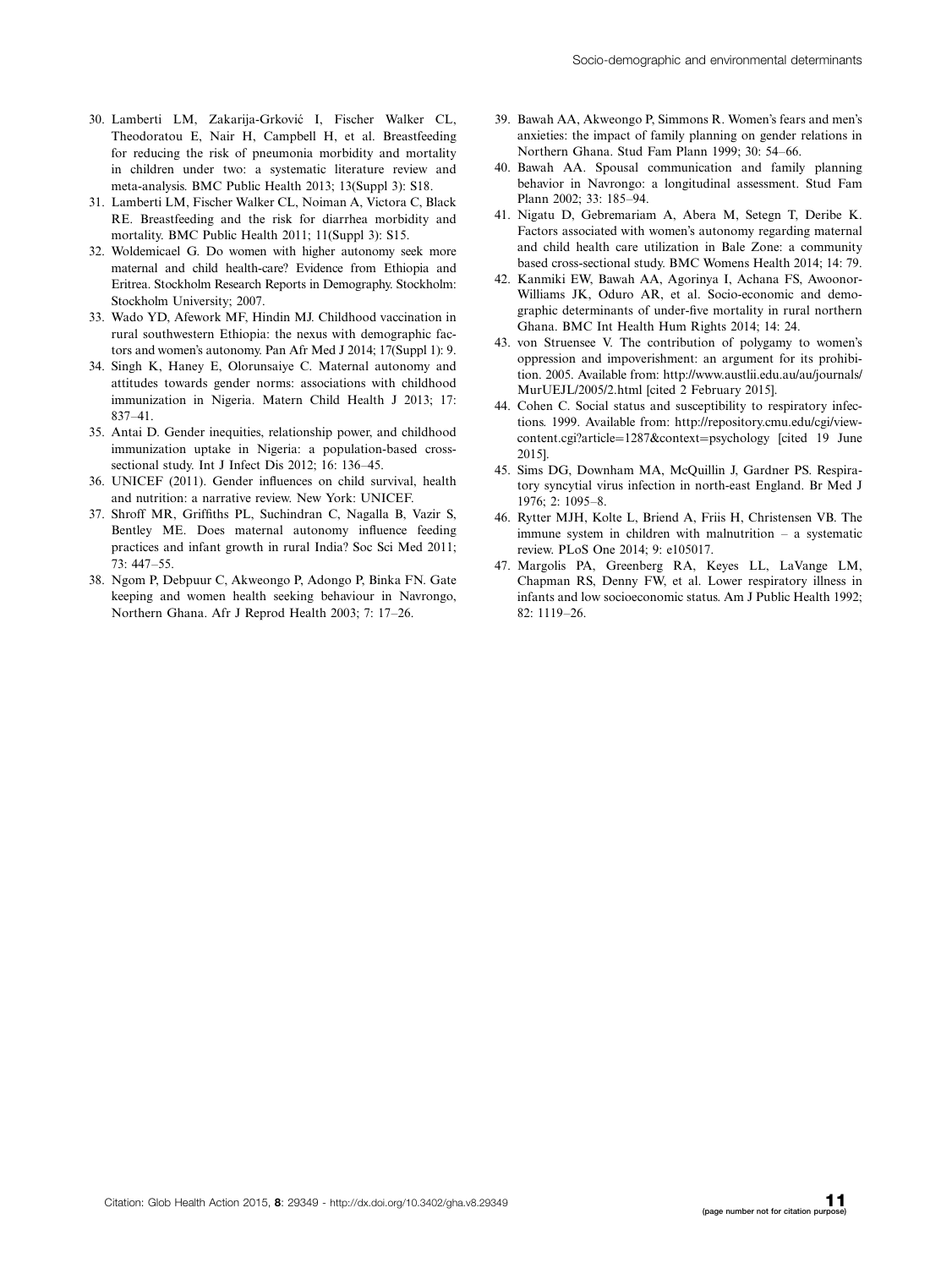30. Lamberti LM, Zakarija-Grković I, Fischer Walker CL, Theodoratou E, Nair H, Campbell H, et al. Breastfeeding for reducing the risk of pneumonia morbidity and mortality in children under two: a systematic literature review and meta-analysis. BMC Public Health 2013; 13(Suppl 3): S18.
31. Lamberti LM, Fischer Walker CL, Noiman A, Victora C, Black RE. Breastfeeding and the risk for diarrhea morbidity and mortality. BMC Public Health 2011; 11(Suppl 3): S15.
32. Woldemicael G. Do women with higher autonomy seek more maternal and child health-care? Evidence from Ethiopia and Eritrea. Stockholm Research Reports in Demography. Stockholm: Stockholm University; 2007.
33. Wado YD, Afework MF, Hindin MJ. Childhood vaccination in rural southwestern Ethiopia: the nexus with demographic factors and women's autonomy. Pan Afr Med J 2014; 17(Suppl 1): 9.
34. Singh K, Haney E, Olorunsaiye C. Maternal autonomy and attitudes towards gender norms: associations with childhood immunization in Nigeria. Matern Child Health J 2013; 17: 837–41.
35. Antai D. Gender inequities, relationship power, and childhood immunization uptake in Nigeria: a population-based cross-sectional study. Int J Infect Dis 2012; 16: 136–45.
36. UNICEF (2011). Gender influences on child survival, health and nutrition: a narrative review. New York: UNICEF.
37. Shroff MR, Griffiths PL, Suchindran C, Nagalla B, Vazir S, Bentley ME. Does maternal autonomy influence feeding practices and infant growth in rural India? Soc Sci Med 2011; 73: 447–55.
38. Ngom P, Debpuur C, Akweongo P, Adongo P, Binka FN. Gate keeping and women health seeking behaviour in Navrongo, Northern Ghana. Afr J Reprod Health 2003; 7: 17–26.
39. Bawah AA, Akweongo P, Simmons R. Women's fears and men's anxieties: the impact of family planning on gender relations in Northern Ghana. Stud Fam Plann 1999; 30: 54–66.
40. Bawah AA. Spousal communication and family planning behavior in Navrongo: a longitudinal assessment. Stud Fam Plann 2002; 33: 185–94.
41. Nigatu D, Gebremariam A, Abera M, Setegn T, Deribe K. Factors associated with women's autonomy regarding maternal and child health care utilization in Bale Zone: a community based cross-sectional study. BMC Womens Health 2014; 14: 79.
42. Kanmiki EW, Bawah AA, Agorinya I, Achana FS, Awoonor-Williams JK, Oduro AR, et al. Socio-economic and demographic determinants of under-five mortality in rural northern Ghana. BMC Int Health Hum Rights 2014; 14: 24.
43. von Struensee V. The contribution of polygamy to women's oppression and impoverishment: an argument for its prohibition. 2005. Available from: http://www.austlii.edu.au/au/journals/MurUEJL/2005/2.html [cited 2 February 2015].
44. Cohen C. Social status and susceptibility to respiratory infections. 1999. Available from: http://repository.cmu.edu/cgi/viewcontent.cgi?article=1287&context=psychology [cited 19 June 2015].
45. Sims DG, Downham MA, McQuillin J, Gardner PS. Respiratory syncytial virus infection in north-east England. Br Med J 1976; 2: 1095–8.
46. Rytter MJH, Kolte L, Briend A, Friis H, Christensen VB. The immune system in children with malnutrition – a systematic review. PLoS One 2014; 9: e105017.
47. Margolis PA, Greenberg RA, Keyes LL, LaVange LM, Chapman RS, Denny FW, et al. Lower respiratory illness in infants and low socioeconomic status. Am J Public Health 1992; 82: 1119–26.